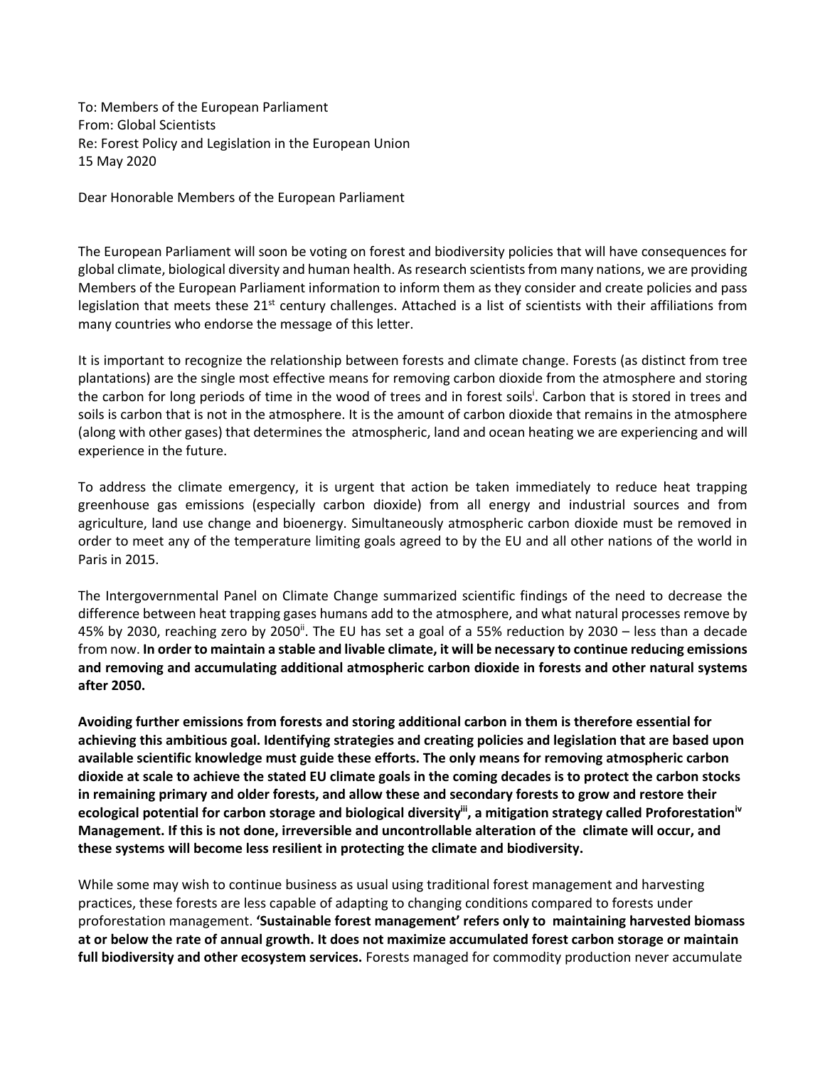To: Members of the European Parliament
From: Global Scientists
Re: Forest Policy and Legislation in the European Union
15 May 2020

Dear Honorable Members of the European Parliament

The European Parliament will soon be voting on forest and biodiversity policies that will have consequences for global climate, biological diversity and human health. As research scientists from many nations, we are providing Members of the European Parliament information to inform them as they consider and create policies and pass legislation that meets these 21st century challenges. Attached is a list of scientists with their affiliations from many countries who endorse the message of this letter.

It is important to recognize the relationship between forests and climate change. Forests (as distinct from tree plantations) are the single most effective means for removing carbon dioxide from the atmosphere and storing the carbon for long periods of time in the wood of trees and in forest soils[i]. Carbon that is stored in trees and soils is carbon that is not in the atmosphere. It is the amount of carbon dioxide that remains in the atmosphere (along with other gases) that determines the atmospheric, land and ocean heating we are experiencing and will experience in the future.

To address the climate emergency, it is urgent that action be taken immediately to reduce heat trapping greenhouse gas emissions (especially carbon dioxide) from all energy and industrial sources and from agriculture, land use change and bioenergy. Simultaneously atmospheric carbon dioxide must be removed in order to meet any of the temperature limiting goals agreed to by the EU and all other nations of the world in Paris in 2015.

The Intergovernmental Panel on Climate Change summarized scientific findings of the need to decrease the difference between heat trapping gases humans add to the atmosphere, and what natural processes remove by 45% by 2030, reaching zero by 2050[ii]. The EU has set a goal of a 55% reduction by 2030 – less than a decade from now. **In order to maintain a stable and livable climate, it will be necessary to continue reducing emissions and removing and accumulating additional atmospheric carbon dioxide in forests and other natural systems after 2050.**

**Avoiding further emissions from forests and storing additional carbon in them is therefore essential for achieving this ambitious goal. Identifying strategies and creating policies and legislation that are based upon available scientific knowledge must guide these efforts. The only means for removing atmospheric carbon dioxide at scale to achieve the stated EU climate goals in the coming decades is to protect the carbon stocks in remaining primary and older forests, and allow these and secondary forests to grow and restore their ecological potential for carbon storage and biological diversity[iii], a mitigation strategy called Proforestation[iv] Management. If this is not done, irreversible and uncontrollable alteration of the climate will occur, and these systems will become less resilient in protecting the climate and biodiversity.**

While some may wish to continue business as usual using traditional forest management and harvesting practices, these forests are less capable of adapting to changing conditions compared to forests under proforestation management. **'Sustainable forest management' refers only to maintaining harvested biomass at or below the rate of annual growth. It does not maximize accumulated forest carbon storage or maintain full biodiversity and other ecosystem services.** Forests managed for commodity production never accumulate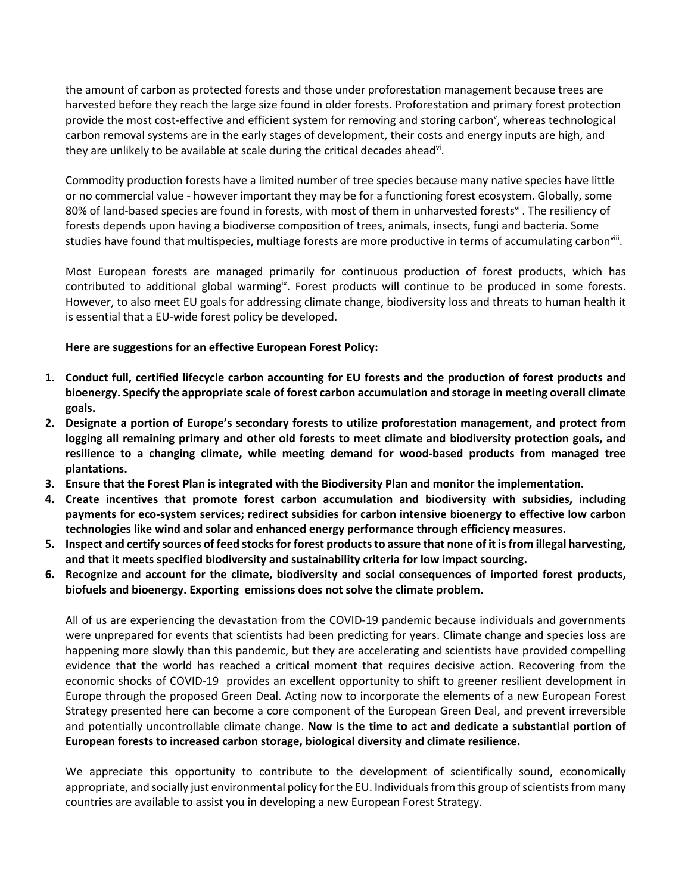the amount of carbon as protected forests and those under proforestation management because trees are harvested before they reach the large size found in older forests. Proforestation and primary forest protection provide the most cost-effective and efficient system for removing and storing carbon[v], whereas technological carbon removal systems are in the early stages of development, their costs and energy inputs are high, and they are unlikely to be available at scale during the critical decades ahead[vi].

Commodity production forests have a limited number of tree species because many native species have little or no commercial value - however important they may be for a functioning forest ecosystem. Globally, some 80% of land-based species are found in forests, with most of them in unharvested forests[vii]. The resiliency of forests depends upon having a biodiverse composition of trees, animals, insects, fungi and bacteria. Some studies have found that multispecies, multiage forests are more productive in terms of accumulating carbon[viii].

Most European forests are managed primarily for continuous production of forest products, which has contributed to additional global warming[ix]. Forest products will continue to be produced in some forests. However, to also meet EU goals for addressing climate change, biodiversity loss and threats to human health it is essential that a EU-wide forest policy be developed.

**Here are suggestions for an effective European Forest Policy:**

1. **Conduct full, certified lifecycle carbon accounting for EU forests and the production of forest products and bioenergy. Specify the appropriate scale of forest carbon accumulation and storage in meeting overall climate goals.**
2. **Designate a portion of Europe's secondary forests to utilize proforestation management, and protect from logging all remaining primary and other old forests to meet climate and biodiversity protection goals, and resilience to a changing climate, while meeting demand for wood-based products from managed tree plantations.**
3. **Ensure that the Forest Plan is integrated with the Biodiversity Plan and monitor the implementation.**
4. **Create incentives that promote forest carbon accumulation and biodiversity with subsidies, including payments for eco-system services; redirect subsidies for carbon intensive bioenergy to effective low carbon technologies like wind and solar and enhanced energy performance through efficiency measures.**
5. **Inspect and certify sources of feed stocks for forest products to assure that none of it is from illegal harvesting, and that it meets specified biodiversity and sustainability criteria for low impact sourcing.**
6. **Recognize and account for the climate, biodiversity and social consequences of imported forest products, biofuels and bioenergy. Exporting emissions does not solve the climate problem.**

All of us are experiencing the devastation from the COVID-19 pandemic because individuals and governments were unprepared for events that scientists had been predicting for years. Climate change and species loss are happening more slowly than this pandemic, but they are accelerating and scientists have provided compelling evidence that the world has reached a critical moment that requires decisive action. Recovering from the economic shocks of COVID-19 provides an excellent opportunity to shift to greener resilient development in Europe through the proposed Green Deal. Acting now to incorporate the elements of a new European Forest Strategy presented here can become a core component of the European Green Deal, and prevent irreversible and potentially uncontrollable climate change. **Now is the time to act and dedicate a substantial portion of European forests to increased carbon storage, biological diversity and climate resilience.**

We appreciate this opportunity to contribute to the development of scientifically sound, economically appropriate, and socially just environmental policy for the EU. Individuals from this group of scientists from many countries are available to assist you in developing a new European Forest Strategy.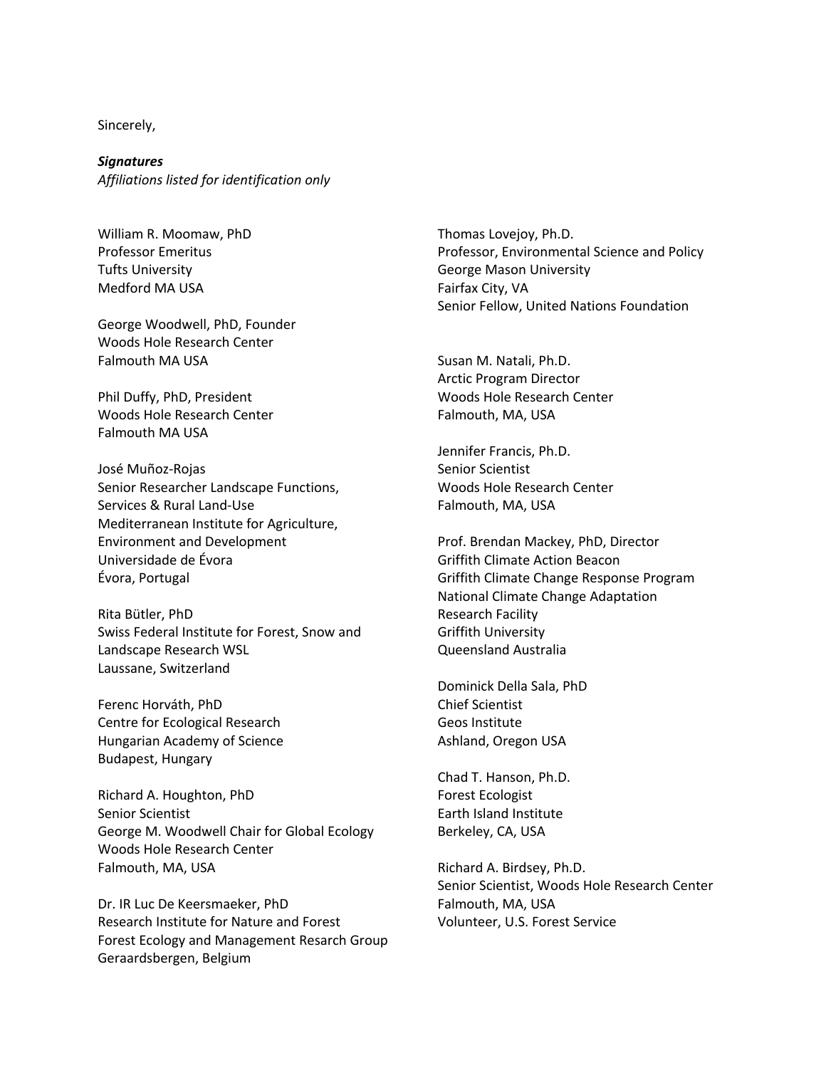Sincerely,

***Signatures***
*Affiliations listed for identification only*

William R. Moomaw, PhD
Professor Emeritus
Tufts University
Medford MA USA

George Woodwell, PhD, Founder
Woods Hole Research Center
Falmouth MA USA

Phil Duffy, PhD, President
Woods Hole Research Center
Falmouth MA USA

José Muñoz-Rojas
Senior Researcher Landscape Functions, Services & Rural Land-Use
Mediterranean Institute for Agriculture, Environment and Development
Universidade de Évora
Évora, Portugal

Rita Bütler, PhD
Swiss Federal Institute for Forest, Snow and Landscape Research WSL
Laussane, Switzerland

Ferenc Horváth, PhD
Centre for Ecological Research
Hungarian Academy of Science
Budapest, Hungary

Richard A. Houghton, PhD
Senior Scientist
George M. Woodwell Chair for Global Ecology
Woods Hole Research Center
Falmouth, MA, USA

Dr. IR Luc De Keersmaeker, PhD
Research Institute for Nature and Forest
Forest Ecology and Management Resarch Group
Geraardsbergen, Belgium

Thomas Lovejoy, Ph.D.
Professor, Environmental Science and Policy
George Mason University
Fairfax City, VA
Senior Fellow, United Nations Foundation

Susan M. Natali, Ph.D.
Arctic Program Director
Woods Hole Research Center
Falmouth, MA, USA

Jennifer Francis, Ph.D.
Senior Scientist
Woods Hole Research Center
Falmouth, MA, USA

Prof. Brendan Mackey, PhD, Director
Griffith Climate Action Beacon
Griffith Climate Change Response Program
National Climate Change Adaptation Research Facility
Griffith University
Queensland Australia

Dominick Della Sala, PhD
Chief Scientist
Geos Institute
Ashland, Oregon USA

Chad T. Hanson, Ph.D.
Forest Ecologist
Earth Island Institute
Berkeley, CA, USA

Richard A. Birdsey, Ph.D.
Senior Scientist, Woods Hole Research Center
Falmouth, MA, USA
Volunteer, U.S. Forest Service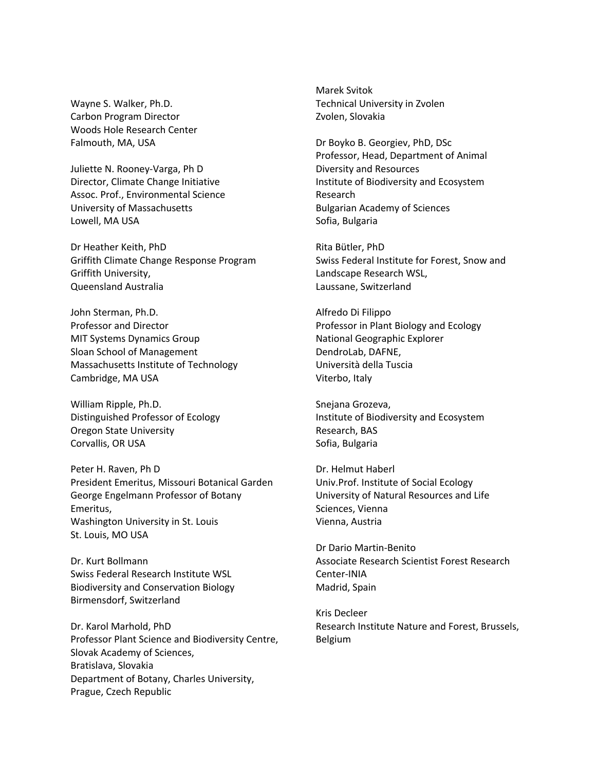Wayne S. Walker, Ph.D.
Carbon Program Director
Woods Hole Research Center
Falmouth, MA, USA

Juliette N. Rooney-Varga, Ph D
Director, Climate Change Initiative
Assoc. Prof., Environmental Science
University of Massachusetts
Lowell, MA USA

Dr Heather Keith, PhD
Griffith Climate Change Response Program
Griffith University,
Queensland Australia

John Sterman, Ph.D.
Professor and Director
MIT Systems Dynamics Group
Sloan School of Management
Massachusetts Institute of Technology
Cambridge, MA USA

William Ripple, Ph.D.
Distinguished Professor of Ecology
Oregon State University
Corvallis, OR USA

Peter H. Raven, Ph D
President Emeritus, Missouri Botanical Garden
George Engelmann Professor of Botany Emeritus,
Washington University in St. Louis
St. Louis, MO USA

Dr. Kurt Bollmann
Swiss Federal Research Institute WSL
Biodiversity and Conservation Biology
Birmensdorf, Switzerland

Dr. Karol Marhold, PhD
Professor Plant Science and Biodiversity Centre,
Slovak Academy of Sciences,
Bratislava, Slovakia
Department of Botany, Charles University,
Prague, Czech Republic

Marek Svitok
Technical University in Zvolen
Zvolen, Slovakia

Dr Boyko B. Georgiev, PhD, DSc
Professor, Head, Department of Animal Diversity and Resources
Institute of Biodiversity and Ecosystem Research
Bulgarian Academy of Sciences
Sofia, Bulgaria

Rita Bütler, PhD
Swiss Federal Institute for Forest, Snow and Landscape Research WSL,
Laussane, Switzerland

Alfredo Di Filippo
Professor in Plant Biology and Ecology
National Geographic Explorer
DendroLab, DAFNE,
Università della Tuscia
Viterbo, Italy

Snejana Grozeva,
Institute of Biodiversity and Ecosystem Research, BAS
Sofia, Bulgaria

Dr. Helmut Haberl
Univ.Prof. Institute of Social Ecology
University of Natural Resources and Life Sciences, Vienna
Vienna, Austria

Dr Dario Martin-Benito
Associate Research Scientist Forest Research Center-INIA
Madrid, Spain

Kris Decleer
Research Institute Nature and Forest, Brussels, Belgium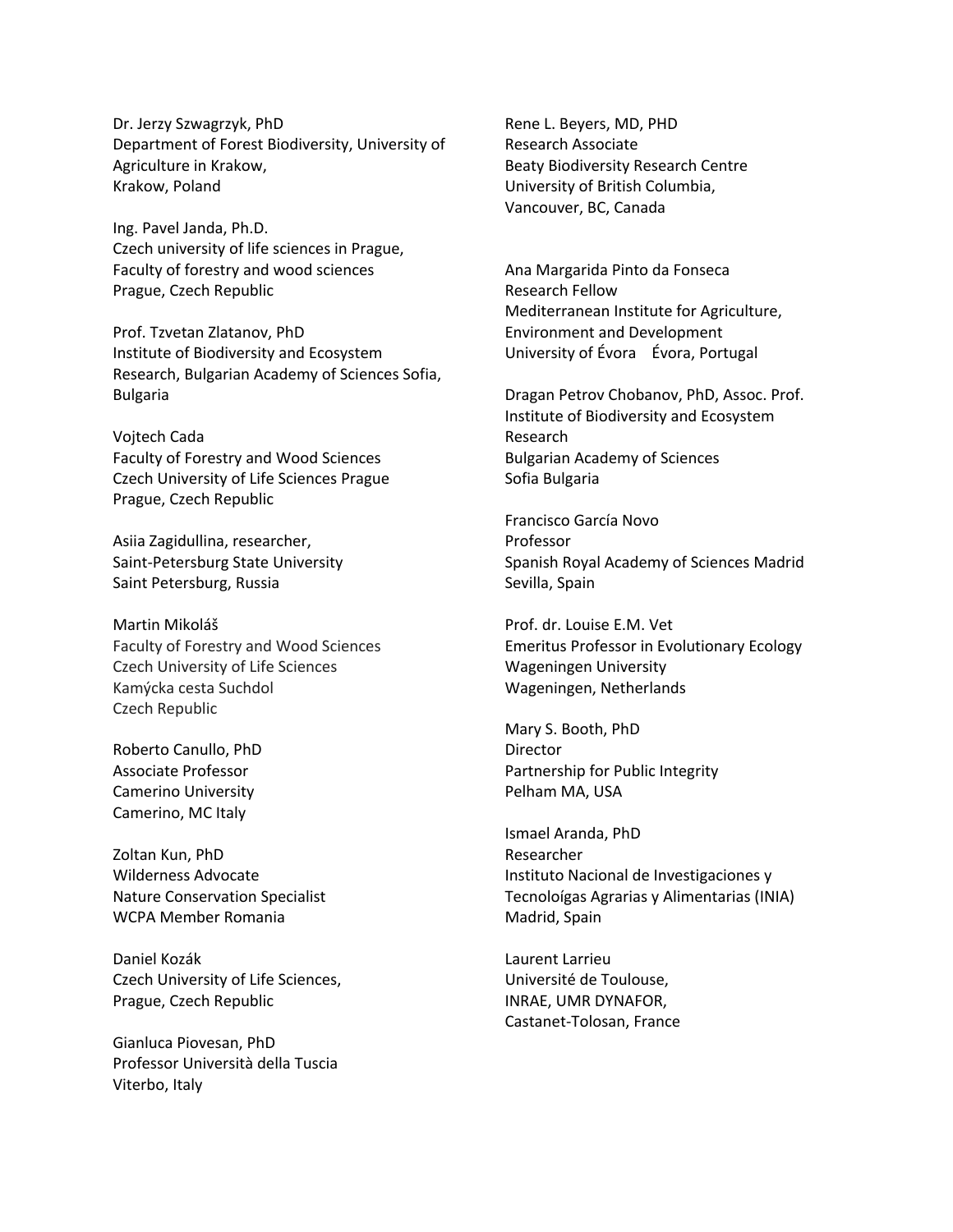Dr. Jerzy Szwagrzyk, PhD
Department of Forest Biodiversity, University of Agriculture in Krakow,
Krakow, Poland

Ing. Pavel Janda, Ph.D.
Czech university of life sciences in Prague,
Faculty of forestry and wood sciences
Prague, Czech Republic

Prof. Tzvetan Zlatanov, PhD
Institute of Biodiversity and Ecosystem Research, Bulgarian Academy of Sciences Sofia, Bulgaria

Vojtech Cada
Faculty of Forestry and Wood Sciences
Czech University of Life Sciences Prague
Prague, Czech Republic

Asiia Zagidullina, researcher,
Saint-Petersburg State University
Saint Petersburg, Russia

Martin Mikoláš
Faculty of Forestry and Wood Sciences
Czech University of Life Sciences
Kamýcka cesta Suchdol
Czech Republic

Roberto Canullo, PhD
Associate Professor
Camerino University
Camerino, MC Italy

Zoltan Kun, PhD
Wilderness Advocate
Nature Conservation Specialist
WCPA Member Romania

Daniel Kozák
Czech University of Life Sciences,
Prague, Czech Republic

Gianluca Piovesan, PhD
Professor Università della Tuscia
Viterbo, Italy

Rene L. Beyers, MD, PHD
Research Associate
Beaty Biodiversity Research Centre
University of British Columbia,
Vancouver, BC, Canada

Ana Margarida Pinto da Fonseca
Research Fellow
Mediterranean Institute for Agriculture, Environment and Development
University of Évora Évora, Portugal

Dragan Petrov Chobanov, PhD, Assoc. Prof.
Institute of Biodiversity and Ecosystem Research
Bulgarian Academy of Sciences
Sofia Bulgaria

Francisco García Novo
Professor
Spanish Royal Academy of Sciences Madrid
Sevilla, Spain

Prof. dr. Louise E.M. Vet
Emeritus Professor in Evolutionary Ecology
Wageningen University
Wageningen, Netherlands

Mary S. Booth, PhD
Director
Partnership for Public Integrity
Pelham MA, USA

Ismael Aranda, PhD
Researcher
Instituto Nacional de Investigaciones y Tecnoloígas Agrarias y Alimentarias (INIA)
Madrid, Spain

Laurent Larrieu
Université de Toulouse,
INRAE, UMR DYNAFOR,
Castanet-Tolosan, France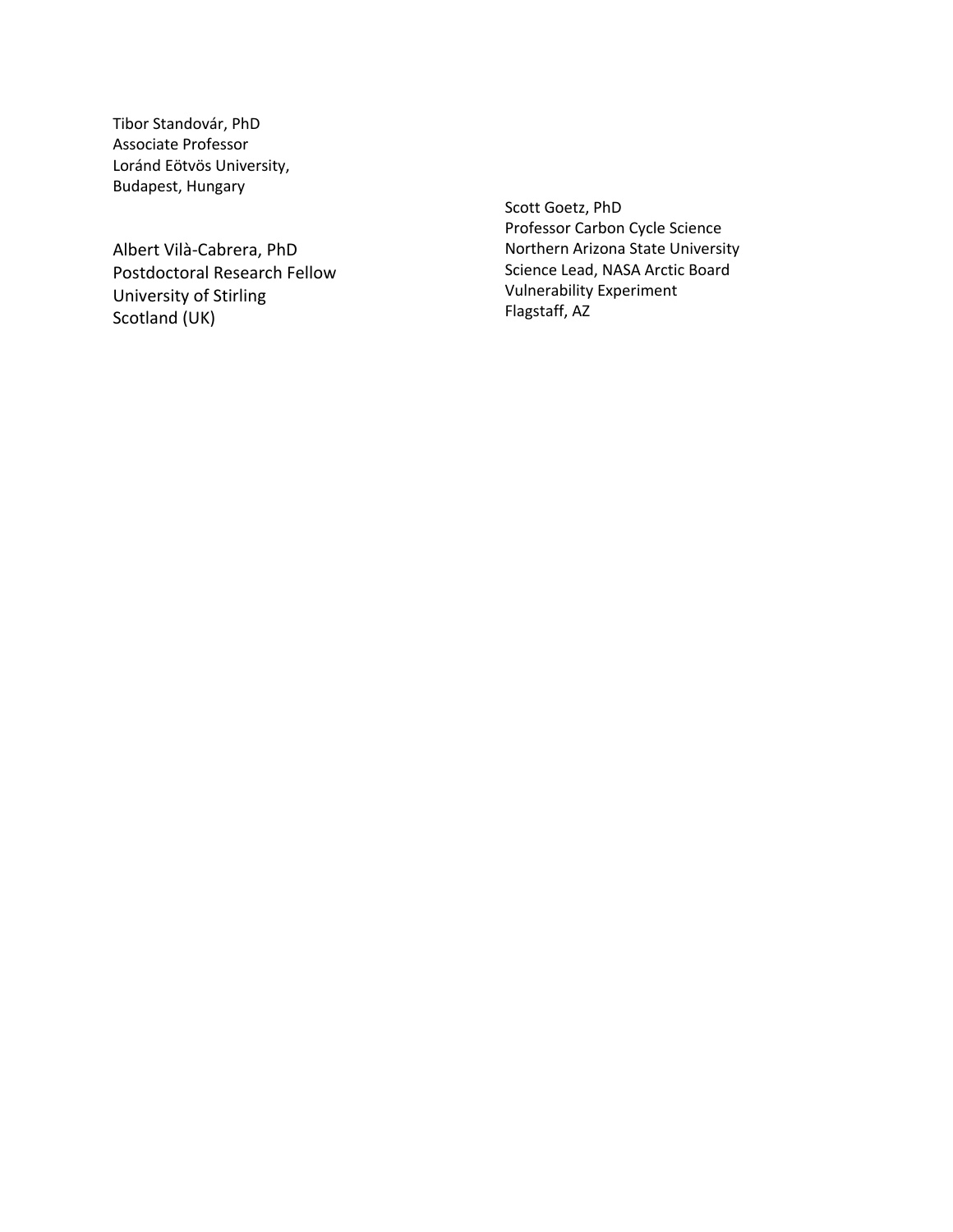Tibor Standovár, PhD
Associate Professor
Loránd Eötvös University,
Budapest, Hungary

Albert Vilà-Cabrera, PhD
Postdoctoral Research Fellow
University of Stirling
Scotland (UK)

Scott Goetz, PhD
Professor Carbon Cycle Science
Northern Arizona State University
Science Lead, NASA Arctic Board
Vulnerability Experiment
Flagstaff, AZ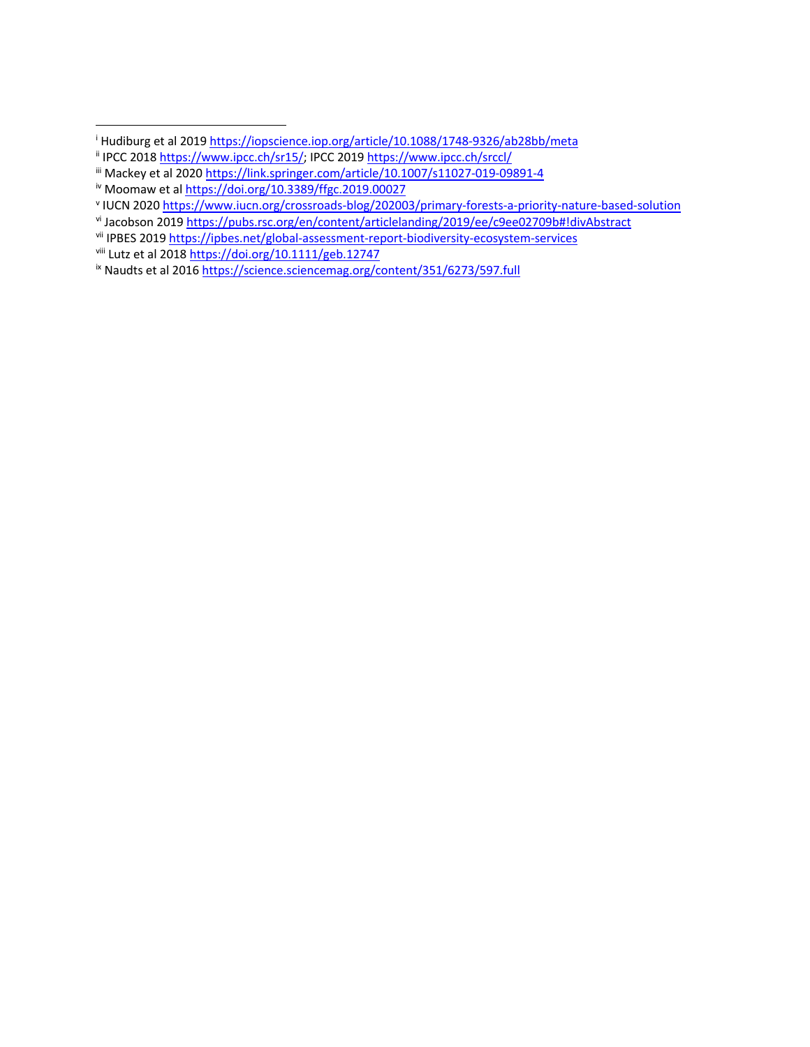---

[i] Hudiburg et al 2019 https://iopscience.iop.org/article/10.1088/1748-9326/ab28bb/meta

[ii] IPCC 2018 https://www.ipcc.ch/sr15/; IPCC 2019 https://www.ipcc.ch/srccl/

[iii] Mackey et al 2020 https://link.springer.com/article/10.1007/s11027-019-09891-4

[iv] Moomaw et al https://doi.org/10.3389/ffgc.2019.00027

[v] IUCN 2020 https://www.iucn.org/crossroads-blog/202003/primary-forests-a-priority-nature-based-solution

[vi] Jacobson 2019 https://pubs.rsc.org/en/content/articlelanding/2019/ee/c9ee02709b#!divAbstract

[vii] IPBES 2019 https://ipbes.net/global-assessment-report-biodiversity-ecosystem-services

[viii] Lutz et al 2018 https://doi.org/10.1111/geb.12747

[ix] Naudts et al 2016 https://science.sciencemag.org/content/351/6273/597.full